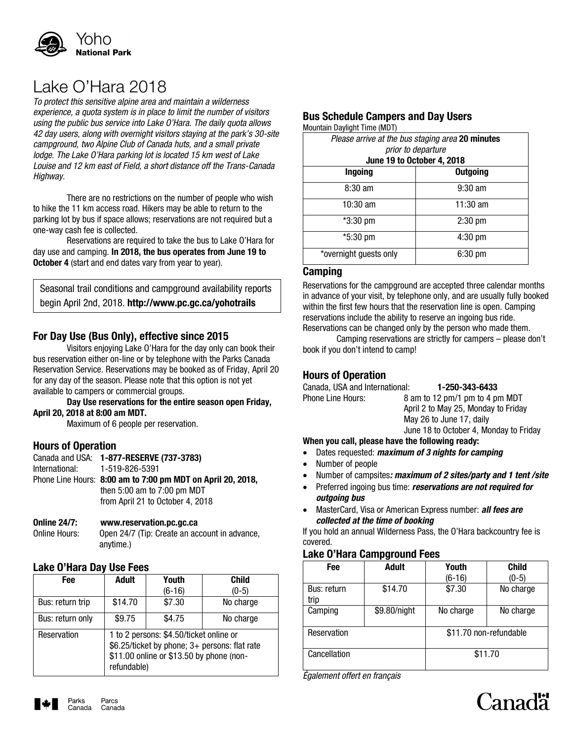Yoho
**National Park**

# Lake O'Hara 2018

*To protect this sensitive alpine area and maintain a wilderness experience, a quota system is in place to limit the number of visitors using the public bus service into Lake O'Hara. The daily quota allows 42 day users, along with overnight visitors staying at the park's 30-site campground, two Alpine Club of Canada huts, and a small private lodge. The Lake O'Hara parking lot is located 15 km west of Lake Louise and 12 km east of Field, a short distance off the Trans-Canada Highway.*

There are no restrictions on the number of people who wish to hike the 11 km access road. Hikers may be able to return to the parking lot by bus if space allows; reservations are not required but a one-way cash fee is collected.

Reservations are required to take the bus to Lake O'Hara for day use and camping. **In 2018, the bus operates from June 19 to October 4** (start and end dates vary from year to year).

Seasonal trail conditions and campground availability reports begin April 2nd, 2018. **http://www.pc.gc.ca/yohotrails**

## For Day Use (Bus Only), effective since 2015

Visitors enjoying Lake O'Hara for the day only can book their bus reservation either on-line or by telephone with the Parks Canada Reservation Service. Reservations may be booked as of Friday, April 20 for any day of the season. Please note that this option is not yet available to campers or commercial groups.

**Day Use reservations for the entire season open Friday, April 20, 2018 at 8:00 am MDT.**

Maximum of 6 people per reservation.

## Hours of Operation

Canada and USA: **1-877-RESERVE (737-3783)**
International: 1-519-826-5391
Phone Line Hours: **8:00 am to 7:00 pm MDT on April 20, 2018,** then 5:00 am to 7:00 pm MDT from April 21 to October 4, 2018

**Online 24/7:** **www.reservation.pc.gc.ca**
Online Hours: Open 24/7 (Tip: Create an account in advance, anytime.)

## Lake O'Hara Day Use Fees

| Fee | Adult | Youth (6-16) | Child (0-5) |
|---|---|---|---|
| Bus: return trip | $14.70 | $7.30 | No charge |
| Bus: return only | $9.75 | $4.75 | No charge |
| Reservation | 1 to 2 persons: $4.50/ticket online or $6.25/ticket by phone; 3+ persons: flat rate $11.00 online or $13.50 by phone (non-refundable) | | |

## Bus Schedule Campers and Day Users

Mountain Daylight Time (MDT)

| *Please arrive at the bus staging area* **20 minutes** *prior to departure* **June 19 to October 4, 2018** | |
|---|---|
| **Ingoing** | **Outgoing** |
| 8:30 am | 9:30 am |
| 10:30 am | 11:30 am |
| *3:30 pm | 2:30 pm |
| *5:30 pm | 4:30 pm |
| *overnight guests only | 6:30 pm |

## Camping

Reservations for the campground are accepted three calendar months in advance of your visit, by telephone only, and are usually fully booked within the first few hours that the reservation line is open. Camping reservations include the ability to reserve an ingoing bus ride. Reservations can be changed only by the person who made them.

Camping reservations are strictly for campers – please don't book if you don't intend to camp!

## Hours of Operation

Canada, USA and International: **1-250-343-6433**
Phone Line Hours: 8 am to 12 pm/1 pm to 4 pm MDT
April 2 to May 25, Monday to Friday
May 26 to June 17, daily
June 18 to October 4, Monday to Friday

**When you call, please have the following ready:**

- Dates requested: ***maximum of 3 nights for camping***
- Number of people
- Number of campsites***: maximum of 2 sites/party and 1 tent /site***
- Preferred ingoing bus time: ***reservations are not required for outgoing bus***
- MasterCard, Visa or American Express number: ***all fees are collected at the time of booking***

If you hold an annual Wilderness Pass, the O'Hara backcountry fee is covered.

## Lake O'Hara Campground Fees

| Fee | Adult | Youth (6-16) | Child (0-5) |
|---|---|---|---|
| Bus: return trip | $14.70 | $7.30 | No charge |
| Camping | $9.80/night | No charge | No charge |
| Reservation | | $11.70 non-refundable | |
| Cancellation | | $11.70 | |

*Également offert en français*

Parks Canada / Parcs Canada

Canada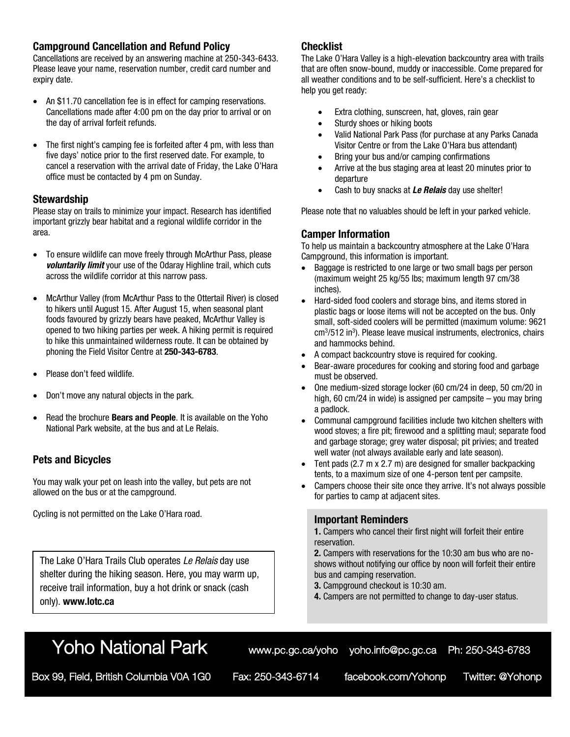## Campground Cancellation and Refund Policy

Cancellations are received by an answering machine at 250-343-6433. Please leave your name, reservation number, credit card number and expiry date.

- An $11.70 cancellation fee is in effect for camping reservations. Cancellations made after 4:00 pm on the day prior to arrival or on the day of arrival forfeit refunds.
- The first night's camping fee is forfeited after 4 pm, with less than five days' notice prior to the first reserved date. For example, to cancel a reservation with the arrival date of Friday, the Lake O'Hara office must be contacted by 4 pm on Sunday.

## Stewardship

Please stay on trails to minimize your impact. Research has identified important grizzly bear habitat and a regional wildlife corridor in the area.

- To ensure wildlife can move freely through McArthur Pass, please ***voluntarily limit*** your use of the Odaray Highline trail, which cuts across the wildlife corridor at this narrow pass.
- McArthur Valley (from McArthur Pass to the Ottertail River) is closed to hikers until August 15. After August 15, when seasonal plant foods favoured by grizzly bears have peaked, McArthur Valley is opened to two hiking parties per week. A hiking permit is required to hike this unmaintained wilderness route. It can be obtained by phoning the Field Visitor Centre at **250-343-6783**.
- Please don't feed wildlife.
- Don't move any natural objects in the park.
- Read the brochure **Bears and People**. It is available on the Yoho National Park website, at the bus and at Le Relais.

## Pets and Bicycles

You may walk your pet on leash into the valley, but pets are not allowed on the bus or at the campground.

Cycling is not permitted on the Lake O'Hara road.

The Lake O'Hara Trails Club operates *Le Relais* day use shelter during the hiking season. Here, you may warm up, receive trail information, buy a hot drink or snack (cash only). **www.lotc.ca**

## Checklist

The Lake O'Hara Valley is a high-elevation backcountry area with trails that are often snow-bound, muddy or inaccessible. Come prepared for all weather conditions and to be self-sufficient. Here's a checklist to help you get ready:

- Extra clothing, sunscreen, hat, gloves, rain gear
- Sturdy shoes or hiking boots
- Valid National Park Pass (for purchase at any Parks Canada Visitor Centre or from the Lake O'Hara bus attendant)
- Bring your bus and/or camping confirmations
- Arrive at the bus staging area at least 20 minutes prior to departure
- Cash to buy snacks at ***Le Relais*** day use shelter!

Please note that no valuables should be left in your parked vehicle.

## Camper Information

To help us maintain a backcountry atmosphere at the Lake O'Hara Campground, this information is important.

- Baggage is restricted to one large or two small bags per person (maximum weight 25 kg/55 lbs; maximum length 97 cm/38 inches).
- Hard-sided food coolers and storage bins, and items stored in plastic bags or loose items will not be accepted on the bus. Only small, soft-sided coolers will be permitted (maximum volume: 9621 $cm^3$/512 $in^3$). Please leave musical instruments, electronics, chairs and hammocks behind.
- A compact backcountry stove is required for cooking.
- Bear-aware procedures for cooking and storing food and garbage must be observed.
- One medium-sized storage locker (60 cm/24 in deep, 50 cm/20 in high, 60 cm/24 in wide) is assigned per campsite – you may bring a padlock.
- Communal campground facilities include two kitchen shelters with wood stoves; a fire pit; firewood and a splitting maul; separate food and garbage storage; grey water disposal; pit privies; and treated well water (not always available early and late season).
- Tent pads (2.7 m x 2.7 m) are designed for smaller backpacking tents, to a maximum size of one 4-person tent per campsite.
- Campers choose their site once they arrive. It's not always possible for parties to camp at adjacent sites.

### Important Reminders

**1.** Campers who cancel their first night will forfeit their entire reservation.
**2.** Campers with reservations for the 10:30 am bus who are no-shows without notifying our office by noon will forfeit their entire bus and camping reservation.
**3.** Campground checkout is 10:30 am.
**4.** Campers are not permitted to change to day-user status.

**Yoho National Park** www.pc.gc.ca/yoho yoho.info@pc.gc.ca Ph: 250-343-6783

Box 99, Field, British Columbia V0A 1G0 Fax: 250-343-6714 facebook.com/Yohonp Twitter: @Yohonp